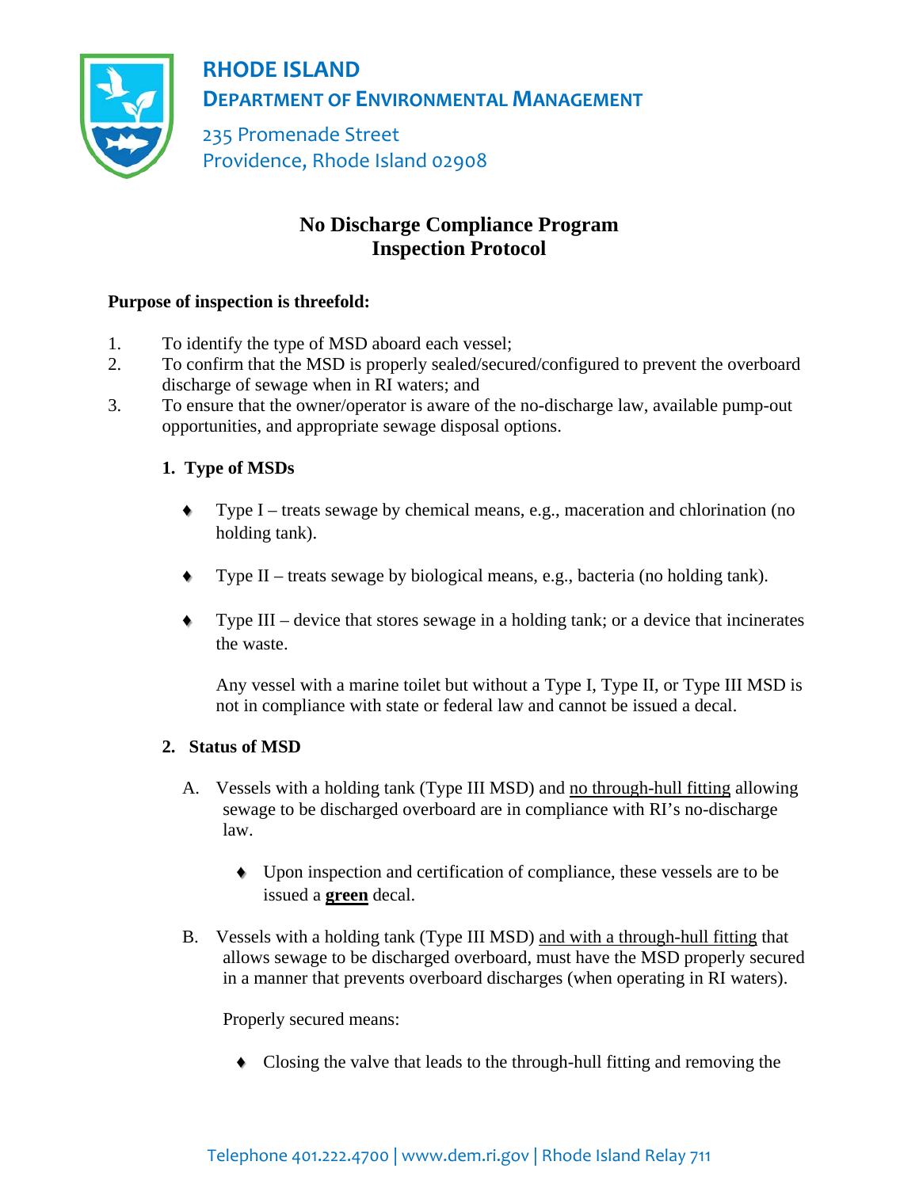**RHODE ISLAND**
**DEPARTMENT OF ENVIRONMENTAL MANAGEMENT**

235 Promenade Street
Providence, Rhode Island 02908

# No Discharge Compliance Program
# Inspection Protocol

**Purpose of inspection is threefold:**

1. To identify the type of MSD aboard each vessel;
2. To confirm that the MSD is properly sealed/secured/configured to prevent the overboard discharge of sewage when in RI waters; and
3. To ensure that the owner/operator is aware of the no-discharge law, available pump-out opportunities, and appropriate sewage disposal options.

### 1. Type of MSDs

- Type I – treats sewage by chemical means, e.g., maceration and chlorination (no holding tank).
- Type II – treats sewage by biological means, e.g., bacteria (no holding tank).
- Type III – device that stores sewage in a holding tank; or a device that incinerates the waste.

  Any vessel with a marine toilet but without a Type I, Type II, or Type III MSD is not in compliance with state or federal law and cannot be issued a decal.

### 2. Status of MSD

A. Vessels with a holding tank (Type III MSD) and no through-hull fitting allowing sewage to be discharged overboard are in compliance with RI's no-discharge law.

- Upon inspection and certification of compliance, these vessels are to be issued a **green** decal.

B. Vessels with a holding tank (Type III MSD) and with a through-hull fitting that allows sewage to be discharged overboard, must have the MSD properly secured in a manner that prevents overboard discharges (when operating in RI waters).

Properly secured means:

- Closing the valve that leads to the through-hull fitting and removing the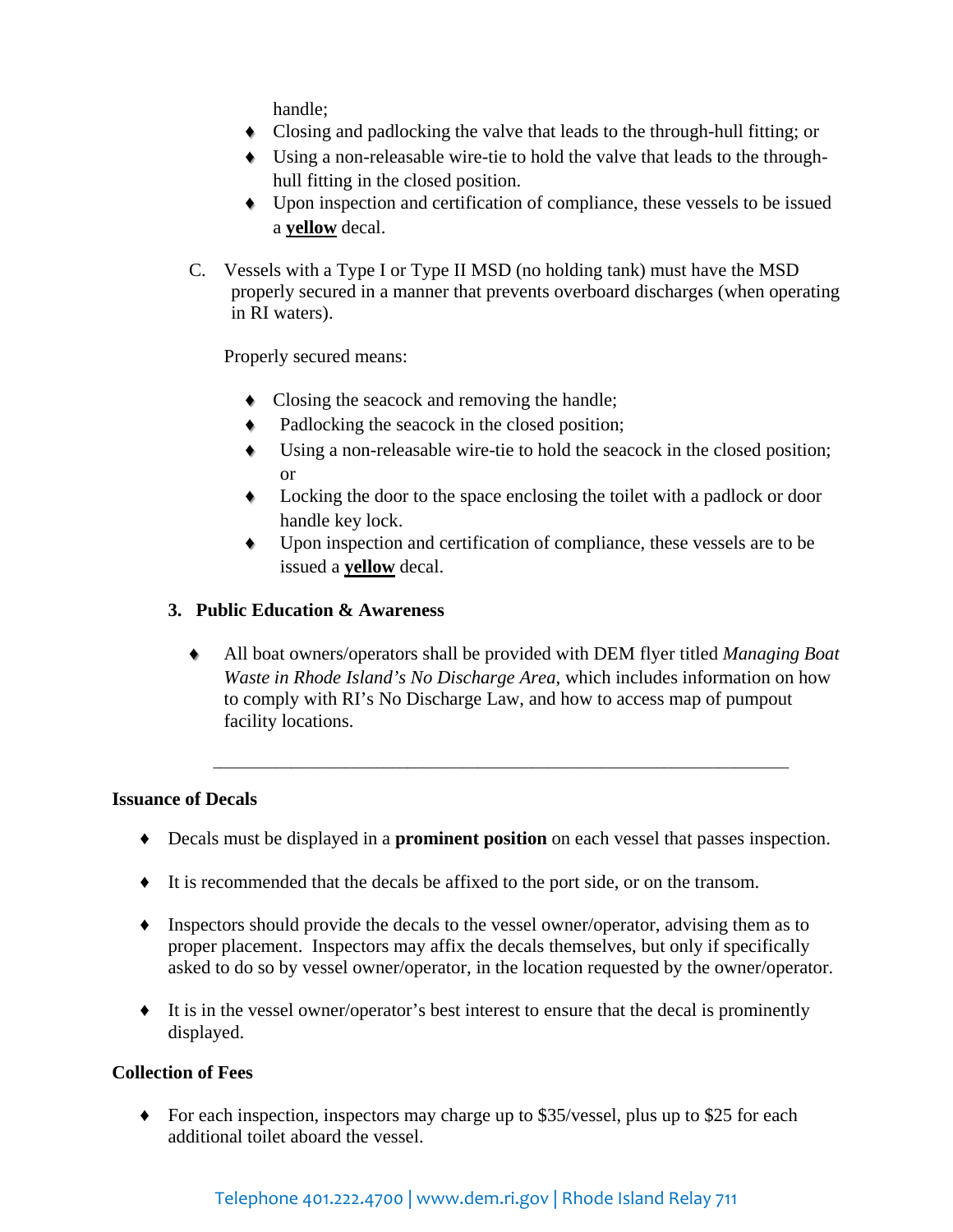handle;

- Closing and padlocking the valve that leads to the through-hull fitting; or
- Using a non-releasable wire-tie to hold the valve that leads to the through-hull fitting in the closed position.
- Upon inspection and certification of compliance, these vessels to be issued a **yellow** decal.

C. Vessels with a Type I or Type II MSD (no holding tank) must have the MSD properly secured in a manner that prevents overboard discharges (when operating in RI waters).

Properly secured means:

- Closing the seacock and removing the handle;
- Padlocking the seacock in the closed position;
- Using a non-releasable wire-tie to hold the seacock in the closed position; or
- Locking the door to the space enclosing the toilet with a padlock or door handle key lock.
- Upon inspection and certification of compliance, these vessels are to be issued a **yellow** decal.

**3. Public Education & Awareness**

- All boat owners/operators shall be provided with DEM flyer titled *Managing Boat Waste in Rhode Island's No Discharge Area*, which includes information on how to comply with RI's No Discharge Law, and how to access map of pumpout facility locations.

---

**Issuance of Decals**

- Decals must be displayed in a **prominent position** on each vessel that passes inspection.
- It is recommended that the decals be affixed to the port side, or on the transom.
- Inspectors should provide the decals to the vessel owner/operator, advising them as to proper placement. Inspectors may affix the decals themselves, but only if specifically asked to do so by vessel owner/operator, in the location requested by the owner/operator.
- It is in the vessel owner/operator's best interest to ensure that the decal is prominently displayed.

**Collection of Fees**

- For each inspection, inspectors may charge up to $35/vessel, plus up to $25 for each additional toilet aboard the vessel.